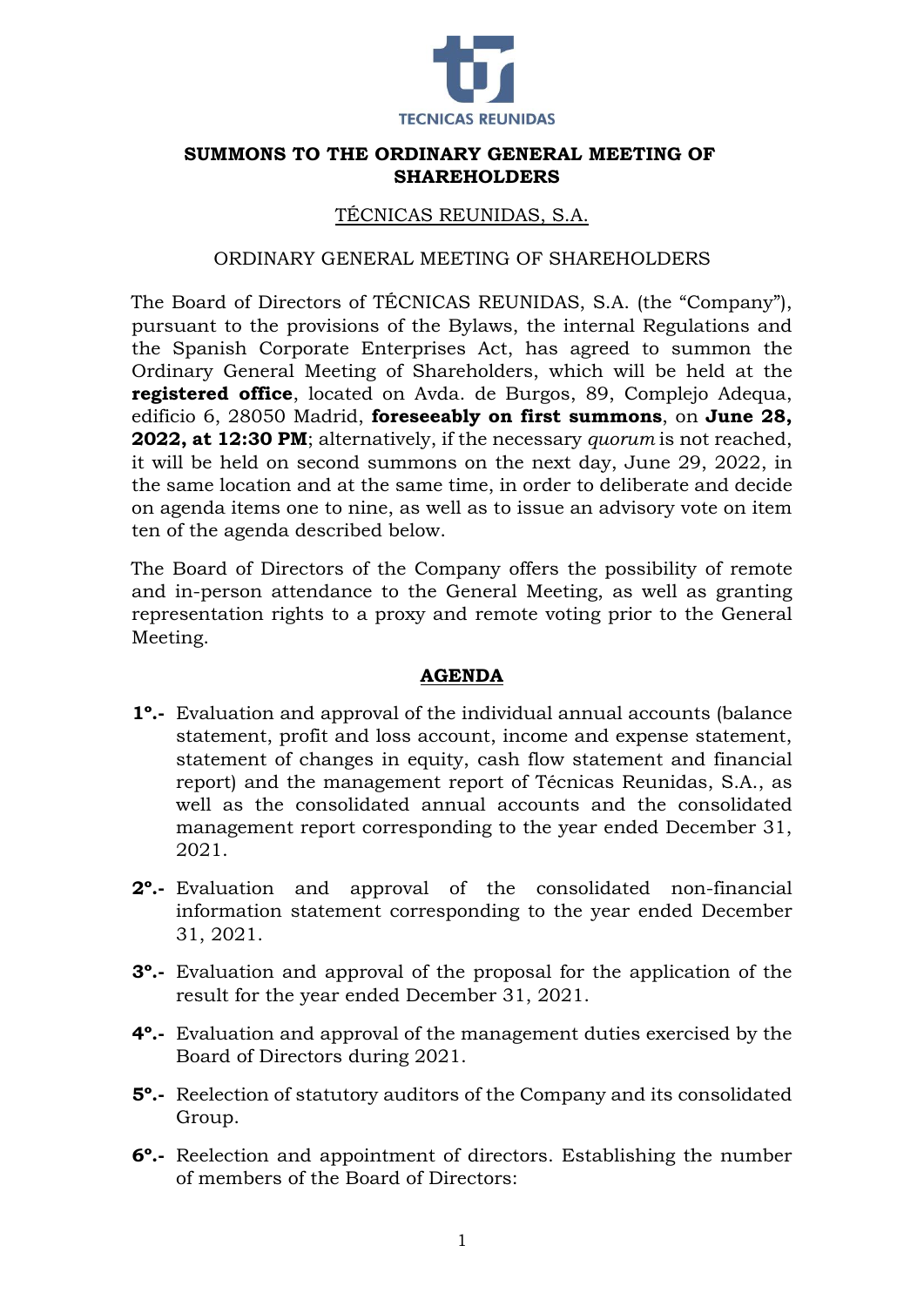TECNICAS REUNIDAS

# SUMMONS TO THE ORDINARY GENERAL MEETING OF SHAREHOLDERS

<u>TÉCNICAS REUNIDAS, S.A.</u>

ORDINARY GENERAL MEETING OF SHAREHOLDERS

The Board of Directors of TÉCNICAS REUNIDAS, S.A. (the "Company"), pursuant to the provisions of the Bylaws, the internal Regulations and the Spanish Corporate Enterprises Act, has agreed to summon the Ordinary General Meeting of Shareholders, which will be held at the **registered office**, located on Avda. de Burgos, 89, Complejo Adequa, edificio 6, 28050 Madrid, **foreseeably on first summons**, on **June 28, 2022, at 12:30 PM**; alternatively, if the necessary *quorum* is not reached, it will be held on second summons on the next day, June 29, 2022, in the same location and at the same time, in order to deliberate and decide on agenda items one to nine, as well as to issue an advisory vote on item ten of the agenda described below.

The Board of Directors of the Company offers the possibility of remote and in-person attendance to the General Meeting, as well as granting representation rights to a proxy and remote voting prior to the General Meeting.

## AGENDA

**1º.-** Evaluation and approval of the individual annual accounts (balance statement, profit and loss account, income and expense statement, statement of changes in equity, cash flow statement and financial report) and the management report of Técnicas Reunidas, S.A., as well as the consolidated annual accounts and the consolidated management report corresponding to the year ended December 31, 2021.

**2º.-** Evaluation and approval of the consolidated non-financial information statement corresponding to the year ended December 31, 2021.

**3º.-** Evaluation and approval of the proposal for the application of the result for the year ended December 31, 2021.

**4º.-** Evaluation and approval of the management duties exercised by the Board of Directors during 2021.

**5º.-** Reelection of statutory auditors of the Company and its consolidated Group.

**6º.-** Reelection and appointment of directors. Establishing the number of members of the Board of Directors: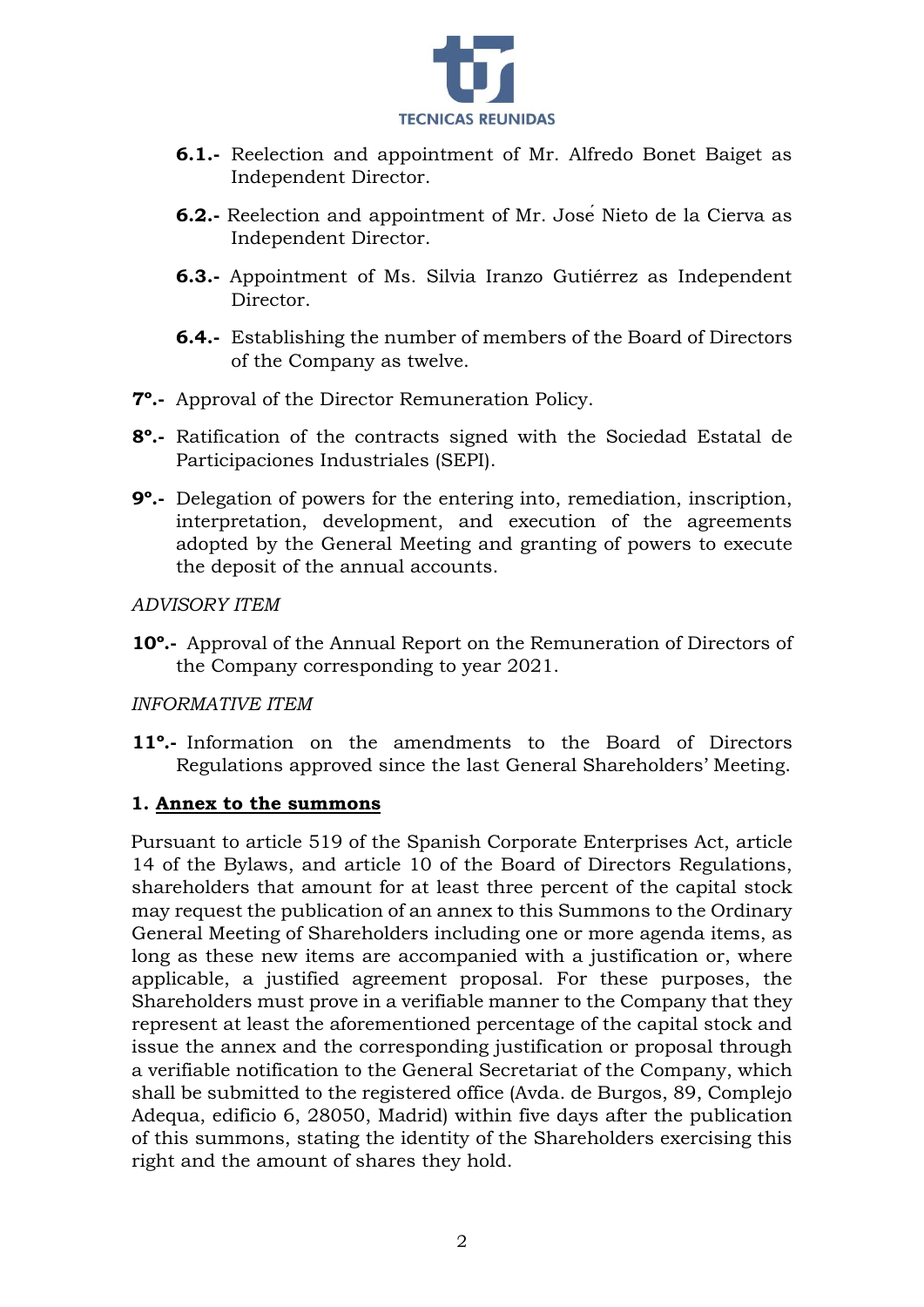**6.1.-** Reelection and appointment of Mr. Alfredo Bonet Baiget as Independent Director.

**6.2.-** Reelection and appointment of Mr. José Nieto de la Cierva as Independent Director.

**6.3.-** Appointment of Ms. Silvia Iranzo Gutiérrez as Independent Director.

**6.4.-** Establishing the number of members of the Board of Directors of the Company as twelve.

**7º.-** Approval of the Director Remuneration Policy.

**8º.-** Ratification of the contracts signed with the Sociedad Estatal de Participaciones Industriales (SEPI).

**9º.-** Delegation of powers for the entering into, remediation, inscription, interpretation, development, and execution of the agreements adopted by the General Meeting and granting of powers to execute the deposit of the annual accounts.

*ADVISORY ITEM*

**10º.-** Approval of the Annual Report on the Remuneration of Directors of the Company corresponding to year 2021.

*INFORMATIVE ITEM*

**11º.-** Information on the amendments to the Board of Directors Regulations approved since the last General Shareholders' Meeting.

**1. <u>Annex to the summons</u>**

Pursuant to article 519 of the Spanish Corporate Enterprises Act, article 14 of the Bylaws, and article 10 of the Board of Directors Regulations, shareholders that amount for at least three percent of the capital stock may request the publication of an annex to this Summons to the Ordinary General Meeting of Shareholders including one or more agenda items, as long as these new items are accompanied with a justification or, where applicable, a justified agreement proposal. For these purposes, the Shareholders must prove in a verifiable manner to the Company that they represent at least the aforementioned percentage of the capital stock and issue the annex and the corresponding justification or proposal through a verifiable notification to the General Secretariat of the Company, which shall be submitted to the registered office (Avda. de Burgos, 89, Complejo Adequa, edificio 6, 28050, Madrid) within five days after the publication of this summons, stating the identity of the Shareholders exercising this right and the amount of shares they hold.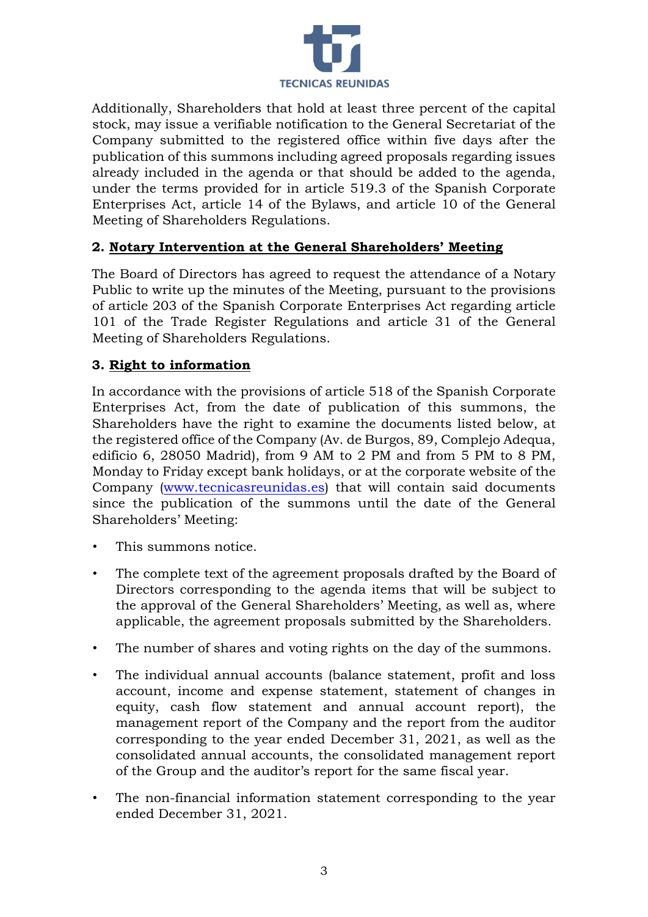Additionally, Shareholders that hold at least three percent of the capital stock, may issue a verifiable notification to the General Secretariat of the Company submitted to the registered office within five days after the publication of this summons including agreed proposals regarding issues already included in the agenda or that should be added to the agenda, under the terms provided for in article 519.3 of the Spanish Corporate Enterprises Act, article 14 of the Bylaws, and article 10 of the General Meeting of Shareholders Regulations.

## 2. **Notary Intervention at the General Shareholders' Meeting**

The Board of Directors has agreed to request the attendance of a Notary Public to write up the minutes of the Meeting, pursuant to the provisions of article 203 of the Spanish Corporate Enterprises Act regarding article 101 of the Trade Register Regulations and article 31 of the General Meeting of Shareholders Regulations.

## 3. **Right to information**

In accordance with the provisions of article 518 of the Spanish Corporate Enterprises Act, from the date of publication of this summons, the Shareholders have the right to examine the documents listed below, at the registered office of the Company (Av. de Burgos, 89, Complejo Adequa, edificio 6, 28050 Madrid), from 9 AM to 2 PM and from 5 PM to 8 PM, Monday to Friday except bank holidays, or at the corporate website of the Company (www.tecnicasreunidas.es) that will contain said documents since the publication of the summons until the date of the General Shareholders' Meeting:

- This summons notice.
- The complete text of the agreement proposals drafted by the Board of Directors corresponding to the agenda items that will be subject to the approval of the General Shareholders' Meeting, as well as, where applicable, the agreement proposals submitted by the Shareholders.
- The number of shares and voting rights on the day of the summons.
- The individual annual accounts (balance statement, profit and loss account, income and expense statement, statement of changes in equity, cash flow statement and annual account report), the management report of the Company and the report from the auditor corresponding to the year ended December 31, 2021, as well as the consolidated annual accounts, the consolidated management report of the Group and the auditor's report for the same fiscal year.
- The non-financial information statement corresponding to the year ended December 31, 2021.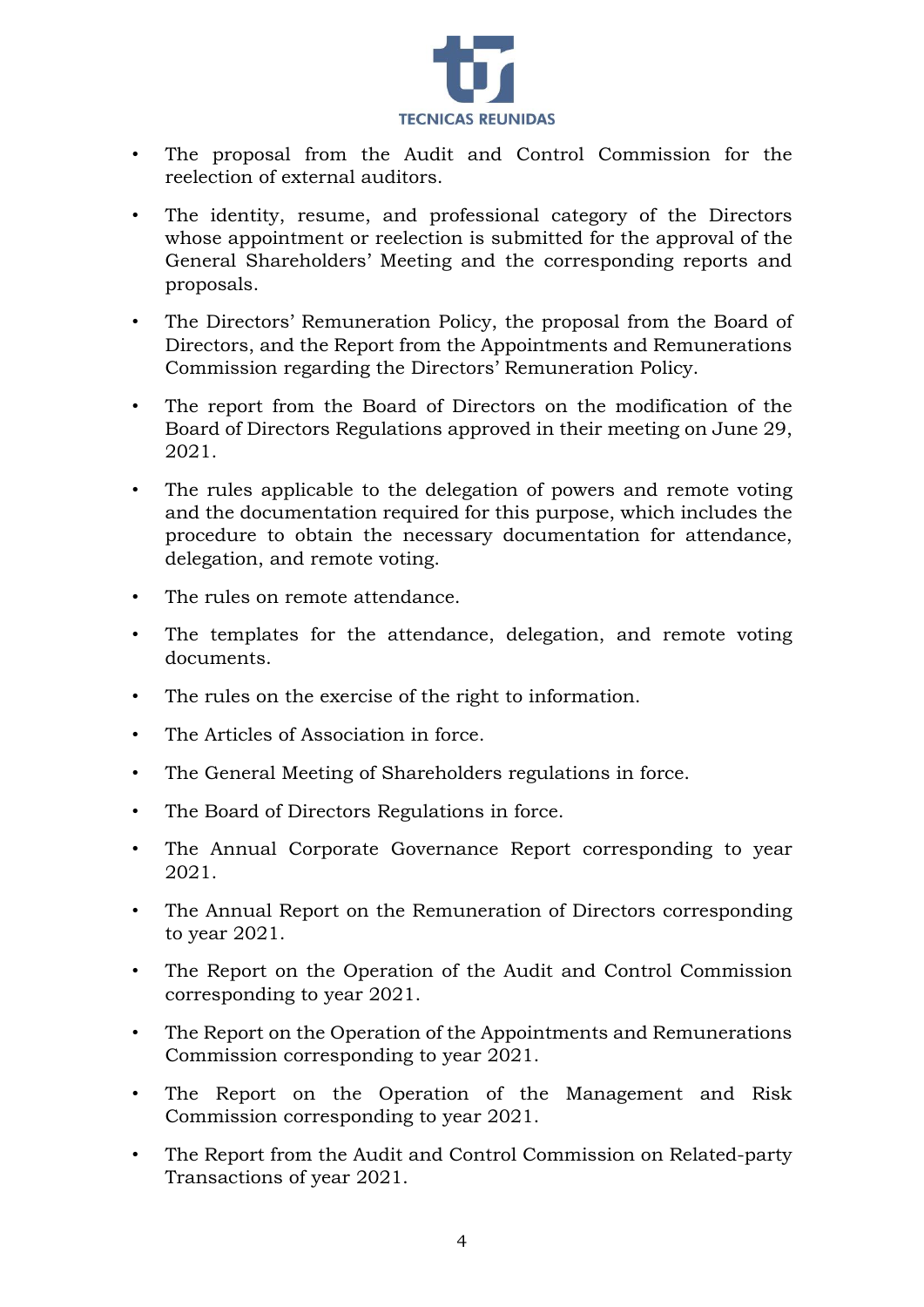- The proposal from the Audit and Control Commission for the reelection of external auditors.
- The identity, resume, and professional category of the Directors whose appointment or reelection is submitted for the approval of the General Shareholders' Meeting and the corresponding reports and proposals.
- The Directors' Remuneration Policy, the proposal from the Board of Directors, and the Report from the Appointments and Remunerations Commission regarding the Directors' Remuneration Policy.
- The report from the Board of Directors on the modification of the Board of Directors Regulations approved in their meeting on June 29, 2021.
- The rules applicable to the delegation of powers and remote voting and the documentation required for this purpose, which includes the procedure to obtain the necessary documentation for attendance, delegation, and remote voting.
- The rules on remote attendance.
- The templates for the attendance, delegation, and remote voting documents.
- The rules on the exercise of the right to information.
- The Articles of Association in force.
- The General Meeting of Shareholders regulations in force.
- The Board of Directors Regulations in force.
- The Annual Corporate Governance Report corresponding to year 2021.
- The Annual Report on the Remuneration of Directors corresponding to year 2021.
- The Report on the Operation of the Audit and Control Commission corresponding to year 2021.
- The Report on the Operation of the Appointments and Remunerations Commission corresponding to year 2021.
- The Report on the Operation of the Management and Risk Commission corresponding to year 2021.
- The Report from the Audit and Control Commission on Related-party Transactions of year 2021.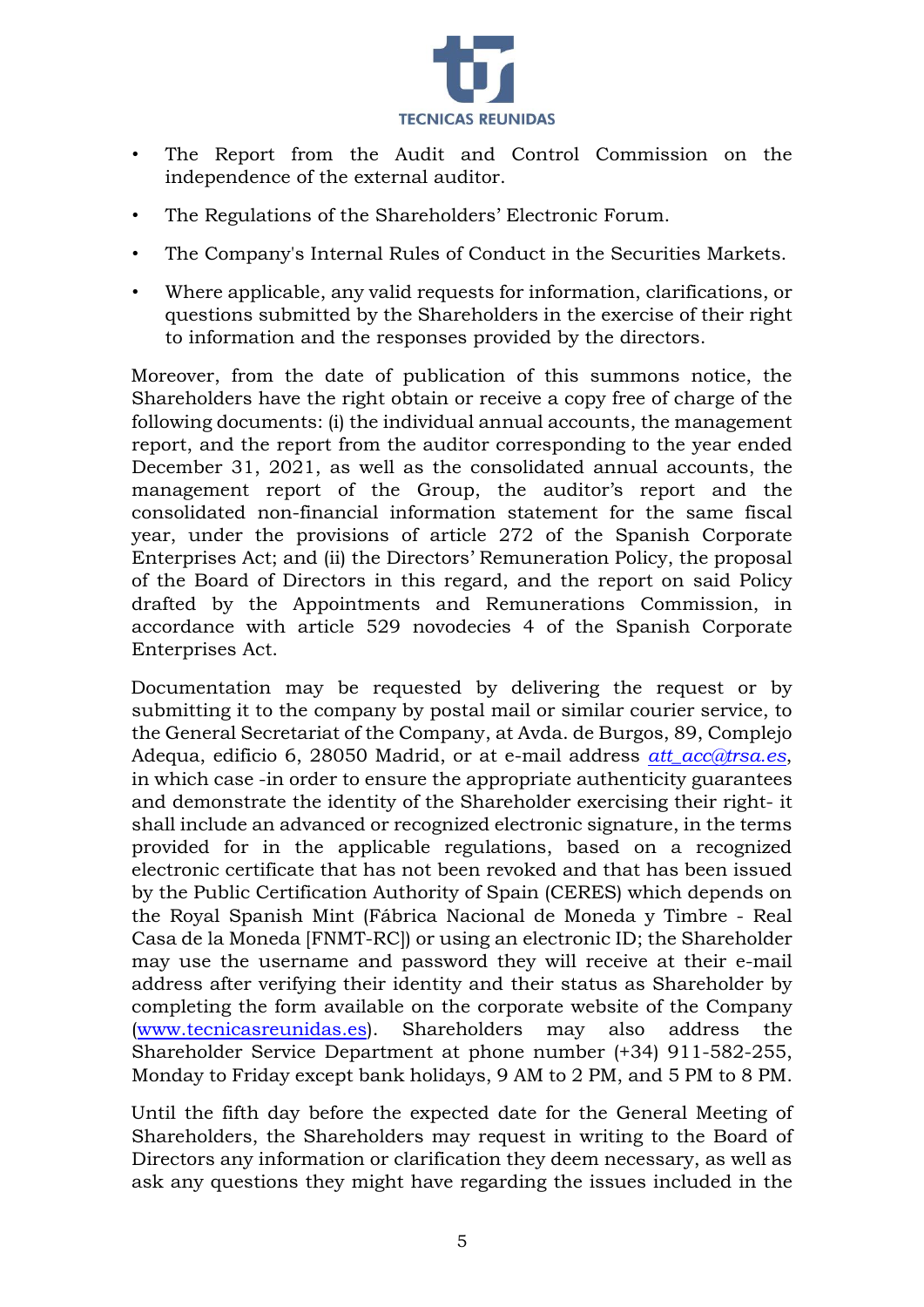- The Report from the Audit and Control Commission on the independence of the external auditor.
- The Regulations of the Shareholders' Electronic Forum.
- The Company's Internal Rules of Conduct in the Securities Markets.
- Where applicable, any valid requests for information, clarifications, or questions submitted by the Shareholders in the exercise of their right to information and the responses provided by the directors.

Moreover, from the date of publication of this summons notice, the Shareholders have the right obtain or receive a copy free of charge of the following documents: (i) the individual annual accounts, the management report, and the report from the auditor corresponding to the year ended December 31, 2021, as well as the consolidated annual accounts, the management report of the Group, the auditor's report and the consolidated non-financial information statement for the same fiscal year, under the provisions of article 272 of the Spanish Corporate Enterprises Act; and (ii) the Directors' Remuneration Policy, the proposal of the Board of Directors in this regard, and the report on said Policy drafted by the Appointments and Remunerations Commission, in accordance with article 529 novodecies 4 of the Spanish Corporate Enterprises Act.

Documentation may be requested by delivering the request or by submitting it to the company by postal mail or similar courier service, to the General Secretariat of the Company, at Avda. de Burgos, 89, Complejo Adequa, edificio 6, 28050 Madrid, or at e-mail address *att_acc@trsa.es*, in which case -in order to ensure the appropriate authenticity guarantees and demonstrate the identity of the Shareholder exercising their right- it shall include an advanced or recognized electronic signature, in the terms provided for in the applicable regulations, based on a recognized electronic certificate that has not been revoked and that has been issued by the Public Certification Authority of Spain (CERES) which depends on the Royal Spanish Mint (Fábrica Nacional de Moneda y Timbre - Real Casa de la Moneda [FNMT-RC]) or using an electronic ID; the Shareholder may use the username and password they will receive at their e-mail address after verifying their identity and their status as Shareholder by completing the form available on the corporate website of the Company (www.tecnicasreunidas.es). Shareholders may also address the Shareholder Service Department at phone number (+34) 911-582-255, Monday to Friday except bank holidays, 9 AM to 2 PM, and 5 PM to 8 PM.

Until the fifth day before the expected date for the General Meeting of Shareholders, the Shareholders may request in writing to the Board of Directors any information or clarification they deem necessary, as well as ask any questions they might have regarding the issues included in the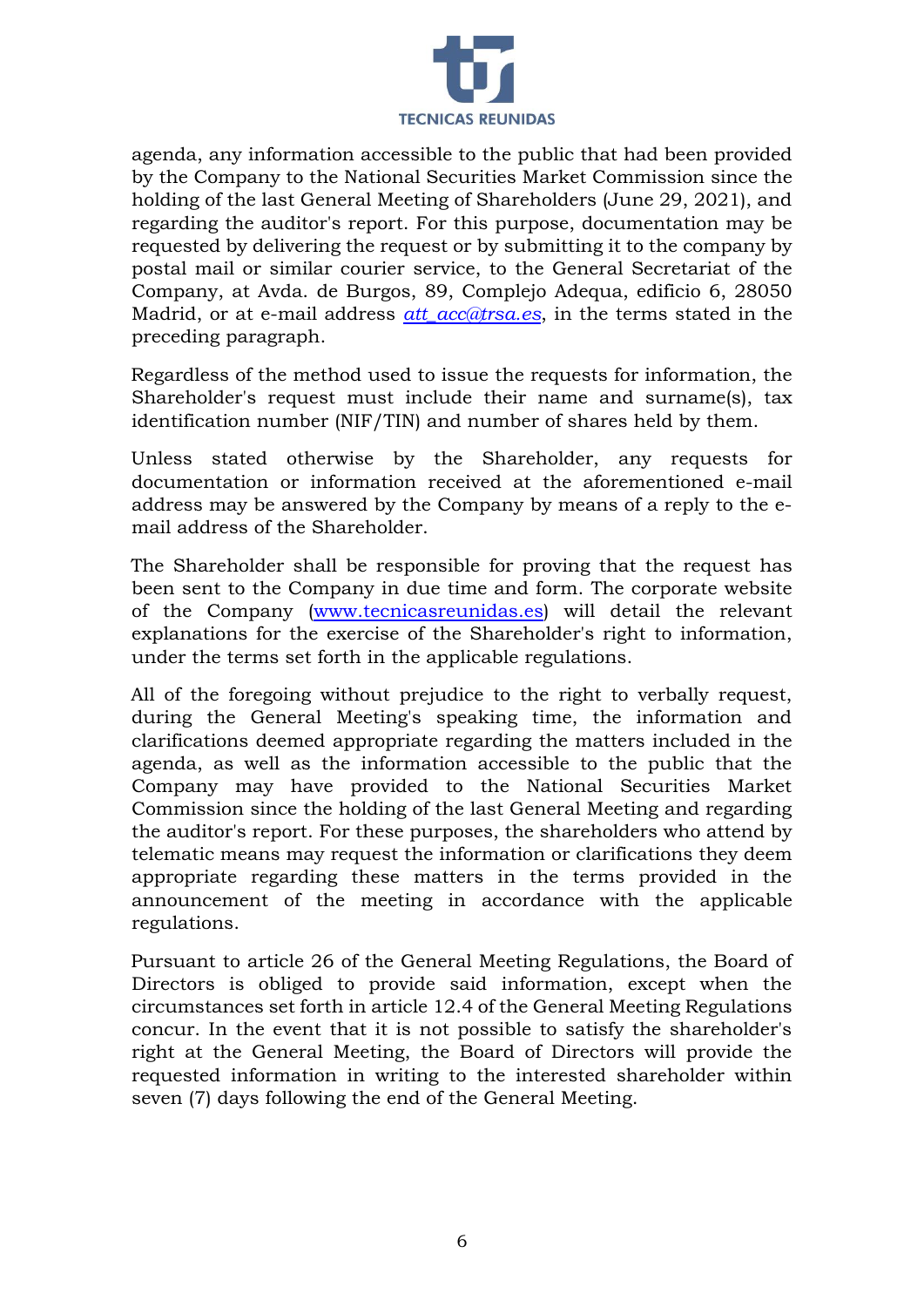agenda, any information accessible to the public that had been provided by the Company to the National Securities Market Commission since the holding of the last General Meeting of Shareholders (June 29, 2021), and regarding the auditor's report. For this purpose, documentation may be requested by delivering the request or by submitting it to the company by postal mail or similar courier service, to the General Secretariat of the Company, at Avda. de Burgos, 89, Complejo Adequa, edificio 6, 28050 Madrid, or at e-mail address *att_acc@trsa.es*, in the terms stated in the preceding paragraph.

Regardless of the method used to issue the requests for information, the Shareholder's request must include their name and surname(s), tax identification number (NIF/TIN) and number of shares held by them.

Unless stated otherwise by the Shareholder, any requests for documentation or information received at the aforementioned e-mail address may be answered by the Company by means of a reply to the e-mail address of the Shareholder.

The Shareholder shall be responsible for proving that the request has been sent to the Company in due time and form. The corporate website of the Company (www.tecnicasreunidas.es) will detail the relevant explanations for the exercise of the Shareholder's right to information, under the terms set forth in the applicable regulations.

All of the foregoing without prejudice to the right to verbally request, during the General Meeting's speaking time, the information and clarifications deemed appropriate regarding the matters included in the agenda, as well as the information accessible to the public that the Company may have provided to the National Securities Market Commission since the holding of the last General Meeting and regarding the auditor's report. For these purposes, the shareholders who attend by telematic means may request the information or clarifications they deem appropriate regarding these matters in the terms provided in the announcement of the meeting in accordance with the applicable regulations.

Pursuant to article 26 of the General Meeting Regulations, the Board of Directors is obliged to provide said information, except when the circumstances set forth in article 12.4 of the General Meeting Regulations concur. In the event that it is not possible to satisfy the shareholder's right at the General Meeting, the Board of Directors will provide the requested information in writing to the interested shareholder within seven (7) days following the end of the General Meeting.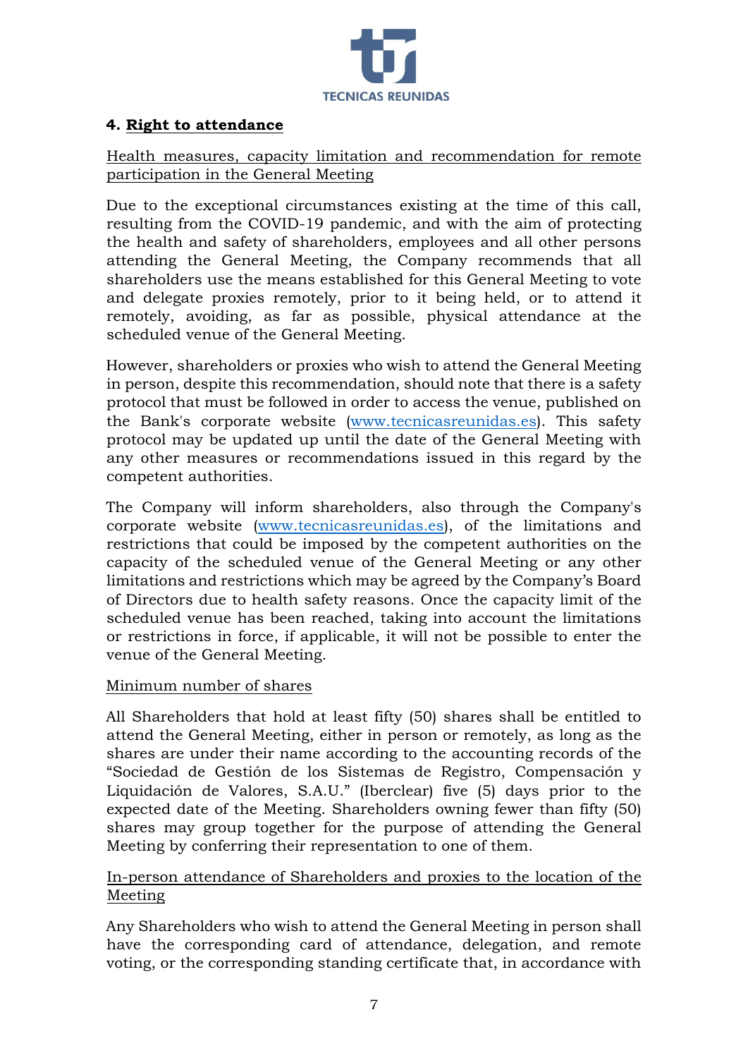## 4. Right to attendance

Health measures, capacity limitation and recommendation for remote participation in the General Meeting

Due to the exceptional circumstances existing at the time of this call, resulting from the COVID-19 pandemic, and with the aim of protecting the health and safety of shareholders, employees and all other persons attending the General Meeting, the Company recommends that all shareholders use the means established for this General Meeting to vote and delegate proxies remotely, prior to it being held, or to attend it remotely, avoiding, as far as possible, physical attendance at the scheduled venue of the General Meeting.

However, shareholders or proxies who wish to attend the General Meeting in person, despite this recommendation, should note that there is a safety protocol that must be followed in order to access the venue, published on the Bank's corporate website (www.tecnicasreunidas.es). This safety protocol may be updated up until the date of the General Meeting with any other measures or recommendations issued in this regard by the competent authorities.

The Company will inform shareholders, also through the Company's corporate website (www.tecnicasreunidas.es), of the limitations and restrictions that could be imposed by the competent authorities on the capacity of the scheduled venue of the General Meeting or any other limitations and restrictions which may be agreed by the Company's Board of Directors due to health safety reasons. Once the capacity limit of the scheduled venue has been reached, taking into account the limitations or restrictions in force, if applicable, it will not be possible to enter the venue of the General Meeting.

Minimum number of shares

All Shareholders that hold at least fifty (50) shares shall be entitled to attend the General Meeting, either in person or remotely, as long as the shares are under their name according to the accounting records of the "Sociedad de Gestión de los Sistemas de Registro, Compensación y Liquidación de Valores, S.A.U." (Iberclear) five (5) days prior to the expected date of the Meeting. Shareholders owning fewer than fifty (50) shares may group together for the purpose of attending the General Meeting by conferring their representation to one of them.

In-person attendance of Shareholders and proxies to the location of the Meeting

Any Shareholders who wish to attend the General Meeting in person shall have the corresponding card of attendance, delegation, and remote voting, or the corresponding standing certificate that, in accordance with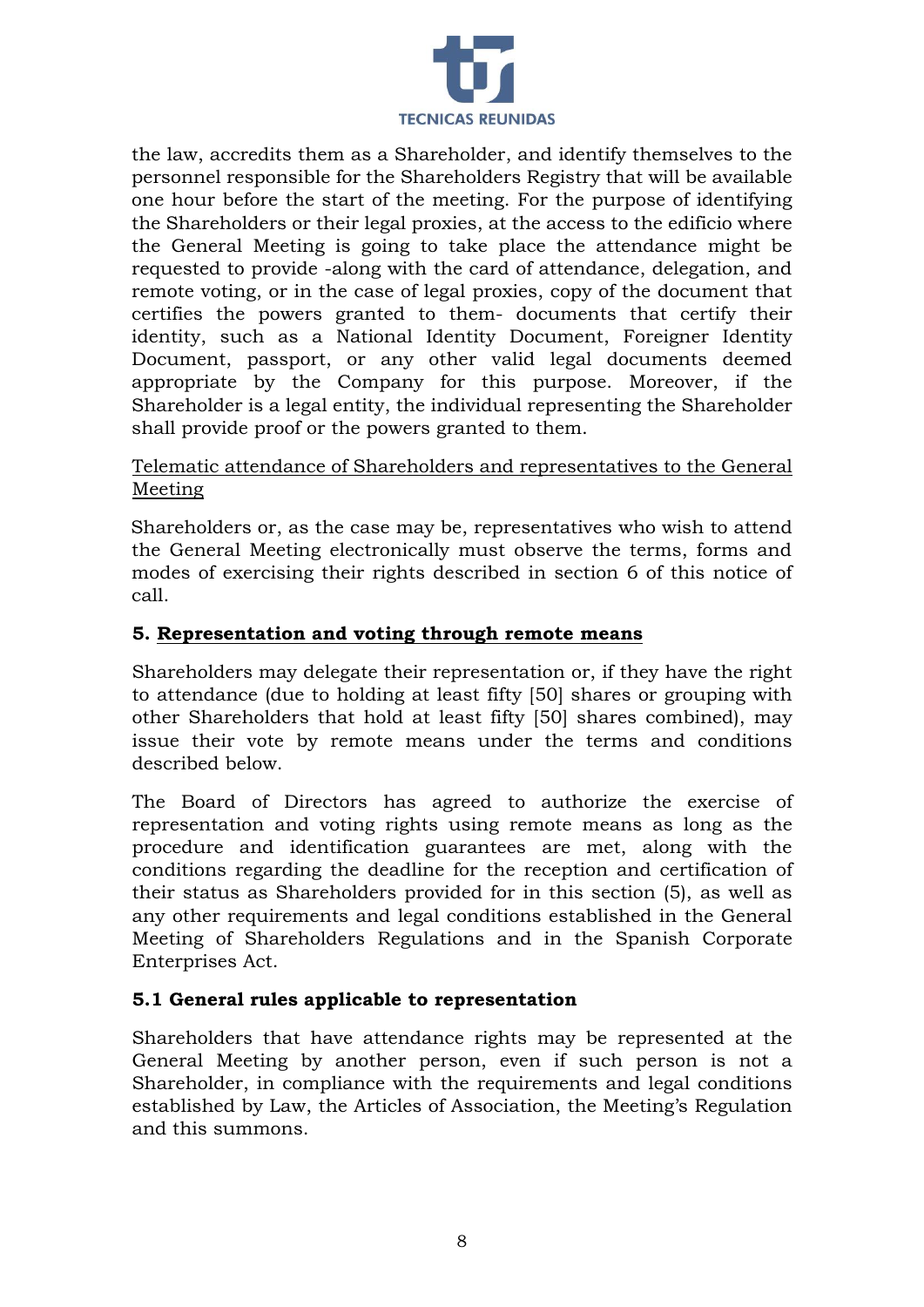the law, accredits them as a Shareholder, and identify themselves to the personnel responsible for the Shareholders Registry that will be available one hour before the start of the meeting. For the purpose of identifying the Shareholders or their legal proxies, at the access to the edificio where the General Meeting is going to take place the attendance might be requested to provide -along with the card of attendance, delegation, and remote voting, or in the case of legal proxies, copy of the document that certifies the powers granted to them- documents that certify their identity, such as a National Identity Document, Foreigner Identity Document, passport, or any other valid legal documents deemed appropriate by the Company for this purpose. Moreover, if the Shareholder is a legal entity, the individual representing the Shareholder shall provide proof or the powers granted to them.

<u>Telematic attendance of Shareholders and representatives to the General Meeting</u>

Shareholders or, as the case may be, representatives who wish to attend the General Meeting electronically must observe the terms, forms and modes of exercising their rights described in section 6 of this notice of call.

## 5. <u>Representation and voting through remote means</u>

Shareholders may delegate their representation or, if they have the right to attendance (due to holding at least fifty [50] shares or grouping with other Shareholders that hold at least fifty [50] shares combined), may issue their vote by remote means under the terms and conditions described below.

The Board of Directors has agreed to authorize the exercise of representation and voting rights using remote means as long as the procedure and identification guarantees are met, along with the conditions regarding the deadline for the reception and certification of their status as Shareholders provided for in this section (5), as well as any other requirements and legal conditions established in the General Meeting of Shareholders Regulations and in the Spanish Corporate Enterprises Act.

### 5.1 General rules applicable to representation

Shareholders that have attendance rights may be represented at the General Meeting by another person, even if such person is not a Shareholder, in compliance with the requirements and legal conditions established by Law, the Articles of Association, the Meeting's Regulation and this summons.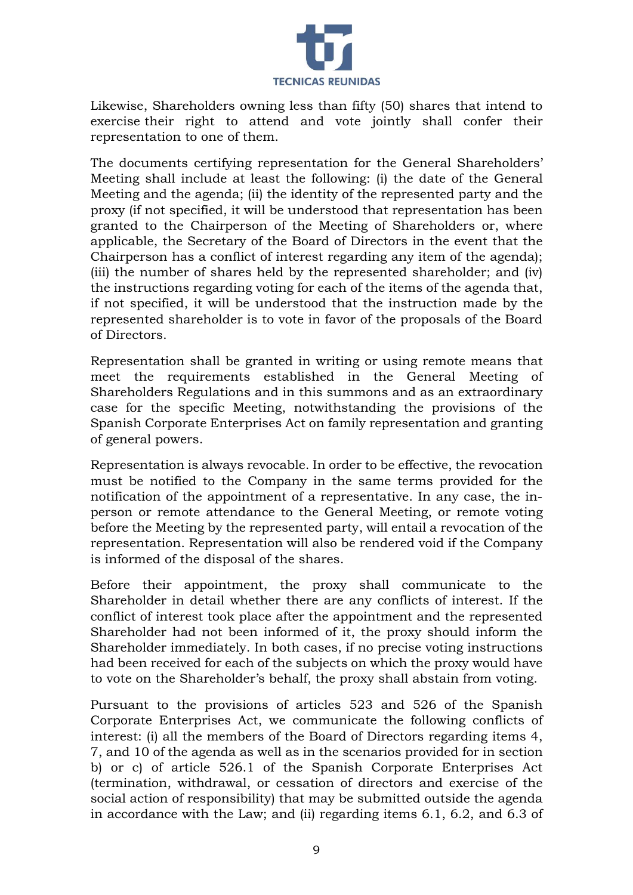Likewise, Shareholders owning less than fifty (50) shares that intend to exercise their right to attend and vote jointly shall confer their representation to one of them.

The documents certifying representation for the General Shareholders' Meeting shall include at least the following: (i) the date of the General Meeting and the agenda; (ii) the identity of the represented party and the proxy (if not specified, it will be understood that representation has been granted to the Chairperson of the Meeting of Shareholders or, where applicable, the Secretary of the Board of Directors in the event that the Chairperson has a conflict of interest regarding any item of the agenda); (iii) the number of shares held by the represented shareholder; and (iv) the instructions regarding voting for each of the items of the agenda that, if not specified, it will be understood that the instruction made by the represented shareholder is to vote in favor of the proposals of the Board of Directors.

Representation shall be granted in writing or using remote means that meet the requirements established in the General Meeting of Shareholders Regulations and in this summons and as an extraordinary case for the specific Meeting, notwithstanding the provisions of the Spanish Corporate Enterprises Act on family representation and granting of general powers.

Representation is always revocable. In order to be effective, the revocation must be notified to the Company in the same terms provided for the notification of the appointment of a representative. In any case, the in-person or remote attendance to the General Meeting, or remote voting before the Meeting by the represented party, will entail a revocation of the representation. Representation will also be rendered void if the Company is informed of the disposal of the shares.

Before their appointment, the proxy shall communicate to the Shareholder in detail whether there are any conflicts of interest. If the conflict of interest took place after the appointment and the represented Shareholder had not been informed of it, the proxy should inform the Shareholder immediately. In both cases, if no precise voting instructions had been received for each of the subjects on which the proxy would have to vote on the Shareholder's behalf, the proxy shall abstain from voting.

Pursuant to the provisions of articles 523 and 526 of the Spanish Corporate Enterprises Act, we communicate the following conflicts of interest: (i) all the members of the Board of Directors regarding items 4, 7, and 10 of the agenda as well as in the scenarios provided for in section b) or c) of article 526.1 of the Spanish Corporate Enterprises Act (termination, withdrawal, or cessation of directors and exercise of the social action of responsibility) that may be submitted outside the agenda in accordance with the Law; and (ii) regarding items 6.1, 6.2, and 6.3 of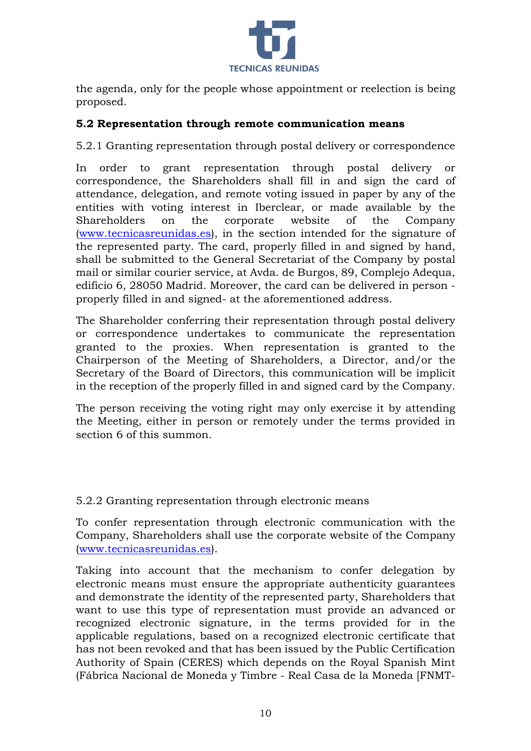the agenda, only for the people whose appointment or reelection is being proposed.

### 5.2 Representation through remote communication means

5.2.1 Granting representation through postal delivery or correspondence

In order to grant representation through postal delivery or correspondence, the Shareholders shall fill in and sign the card of attendance, delegation, and remote voting issued in paper by any of the entities with voting interest in Iberclear, or made available by the Shareholders on the corporate website of the Company (www.tecnicasreunidas.es), in the section intended for the signature of the represented party. The card, properly filled in and signed by hand, shall be submitted to the General Secretariat of the Company by postal mail or similar courier service, at Avda. de Burgos, 89, Complejo Adequa, edificio 6, 28050 Madrid. Moreover, the card can be delivered in person - properly filled in and signed- at the aforementioned address.

The Shareholder conferring their representation through postal delivery or correspondence undertakes to communicate the representation granted to the proxies. When representation is granted to the Chairperson of the Meeting of Shareholders, a Director, and/or the Secretary of the Board of Directors, this communication will be implicit in the reception of the properly filled in and signed card by the Company.

The person receiving the voting right may only exercise it by attending the Meeting, either in person or remotely under the terms provided in section 6 of this summon.

5.2.2 Granting representation through electronic means

To confer representation through electronic communication with the Company, Shareholders shall use the corporate website of the Company (www.tecnicasreunidas.es).

Taking into account that the mechanism to confer delegation by electronic means must ensure the appropriate authenticity guarantees and demonstrate the identity of the represented party, Shareholders that want to use this type of representation must provide an advanced or recognized electronic signature, in the terms provided for in the applicable regulations, based on a recognized electronic certificate that has not been revoked and that has been issued by the Public Certification Authority of Spain (CERES) which depends on the Royal Spanish Mint (Fábrica Nacional de Moneda y Timbre - Real Casa de la Moneda [FNMT-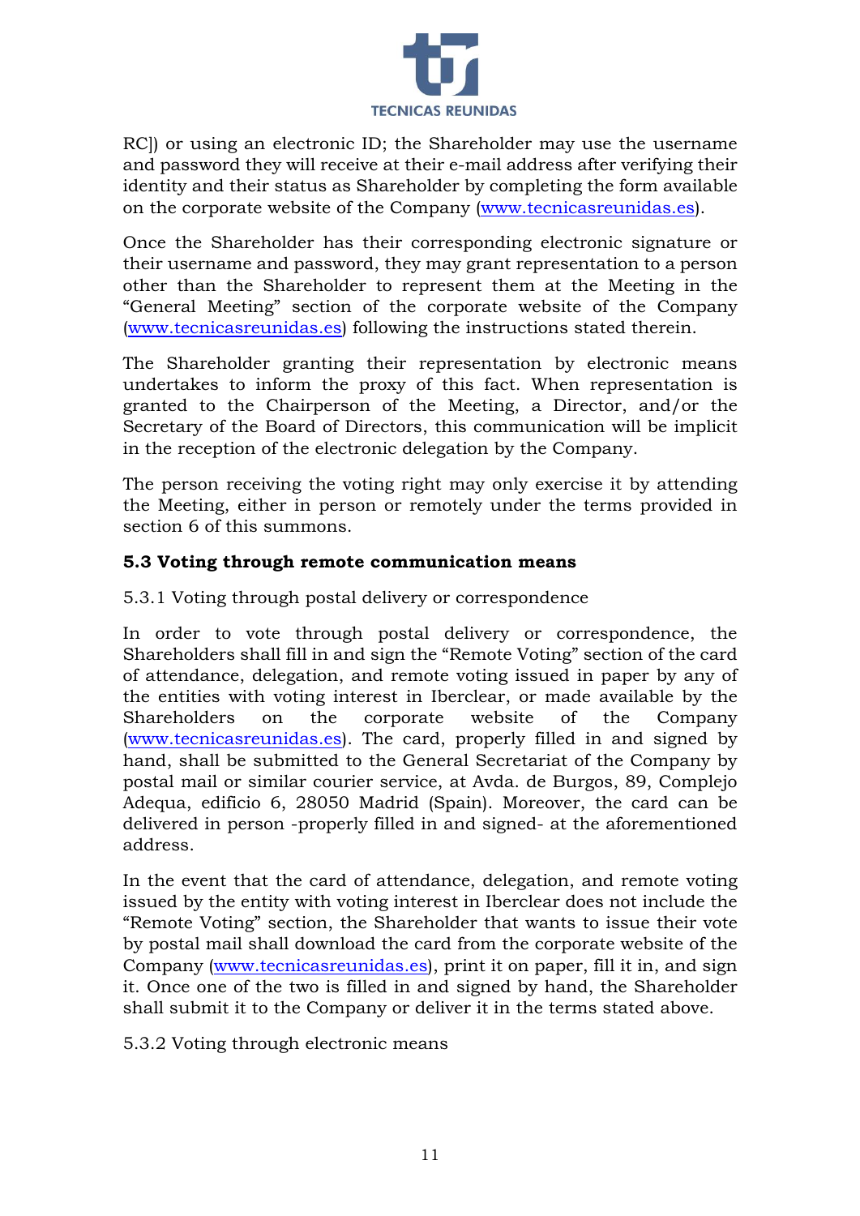RC]) or using an electronic ID; the Shareholder may use the username and password they will receive at their e-mail address after verifying their identity and their status as Shareholder by completing the form available on the corporate website of the Company (www.tecnicasreunidas.es).

Once the Shareholder has their corresponding electronic signature or their username and password, they may grant representation to a person other than the Shareholder to represent them at the Meeting in the "General Meeting" section of the corporate website of the Company (www.tecnicasreunidas.es) following the instructions stated therein.

The Shareholder granting their representation by electronic means undertakes to inform the proxy of this fact. When representation is granted to the Chairperson of the Meeting, a Director, and/or the Secretary of the Board of Directors, this communication will be implicit in the reception of the electronic delegation by the Company.

The person receiving the voting right may only exercise it by attending the Meeting, either in person or remotely under the terms provided in section 6 of this summons.

### 5.3 Voting through remote communication means

5.3.1 Voting through postal delivery or correspondence

In order to vote through postal delivery or correspondence, the Shareholders shall fill in and sign the "Remote Voting" section of the card of attendance, delegation, and remote voting issued in paper by any of the entities with voting interest in Iberclear, or made available by the Shareholders on the corporate website of the Company (www.tecnicasreunidas.es). The card, properly filled in and signed by hand, shall be submitted to the General Secretariat of the Company by postal mail or similar courier service, at Avda. de Burgos, 89, Complejo Adequa, edificio 6, 28050 Madrid (Spain). Moreover, the card can be delivered in person -properly filled in and signed- at the aforementioned address.

In the event that the card of attendance, delegation, and remote voting issued by the entity with voting interest in Iberclear does not include the "Remote Voting" section, the Shareholder that wants to issue their vote by postal mail shall download the card from the corporate website of the Company (www.tecnicasreunidas.es), print it on paper, fill it in, and sign it. Once one of the two is filled in and signed by hand, the Shareholder shall submit it to the Company or deliver it in the terms stated above.

5.3.2 Voting through electronic means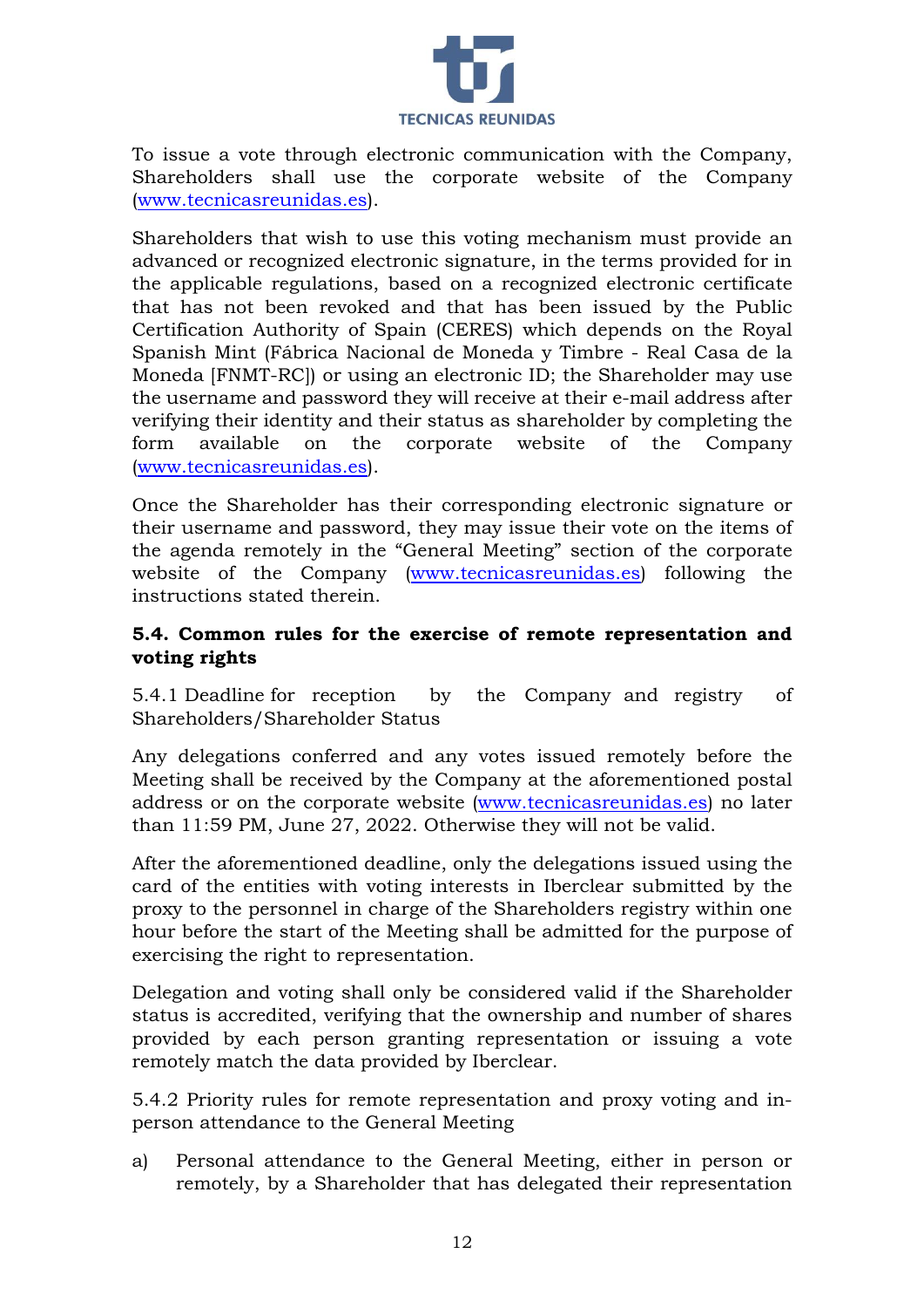To issue a vote through electronic communication with the Company, Shareholders shall use the corporate website of the Company (www.tecnicasreunidas.es).

Shareholders that wish to use this voting mechanism must provide an advanced or recognized electronic signature, in the terms provided for in the applicable regulations, based on a recognized electronic certificate that has not been revoked and that has been issued by the Public Certification Authority of Spain (CERES) which depends on the Royal Spanish Mint (Fábrica Nacional de Moneda y Timbre - Real Casa de la Moneda [FNMT-RC]) or using an electronic ID; the Shareholder may use the username and password they will receive at their e-mail address after verifying their identity and their status as shareholder by completing the form available on the corporate website of the Company (www.tecnicasreunidas.es).

Once the Shareholder has their corresponding electronic signature or their username and password, they may issue their vote on the items of the agenda remotely in the "General Meeting" section of the corporate website of the Company (www.tecnicasreunidas.es) following the instructions stated therein.

### 5.4. Common rules for the exercise of remote representation and voting rights

5.4.1 Deadline for reception by the Company and registry of Shareholders/Shareholder Status

Any delegations conferred and any votes issued remotely before the Meeting shall be received by the Company at the aforementioned postal address or on the corporate website (www.tecnicasreunidas.es) no later than 11:59 PM, June 27, 2022. Otherwise they will not be valid.

After the aforementioned deadline, only the delegations issued using the card of the entities with voting interests in Iberclear submitted by the proxy to the personnel in charge of the Shareholders registry within one hour before the start of the Meeting shall be admitted for the purpose of exercising the right to representation.

Delegation and voting shall only be considered valid if the Shareholder status is accredited, verifying that the ownership and number of shares provided by each person granting representation or issuing a vote remotely match the data provided by Iberclear.

5.4.2 Priority rules for remote representation and proxy voting and in-person attendance to the General Meeting

a) Personal attendance to the General Meeting, either in person or remotely, by a Shareholder that has delegated their representation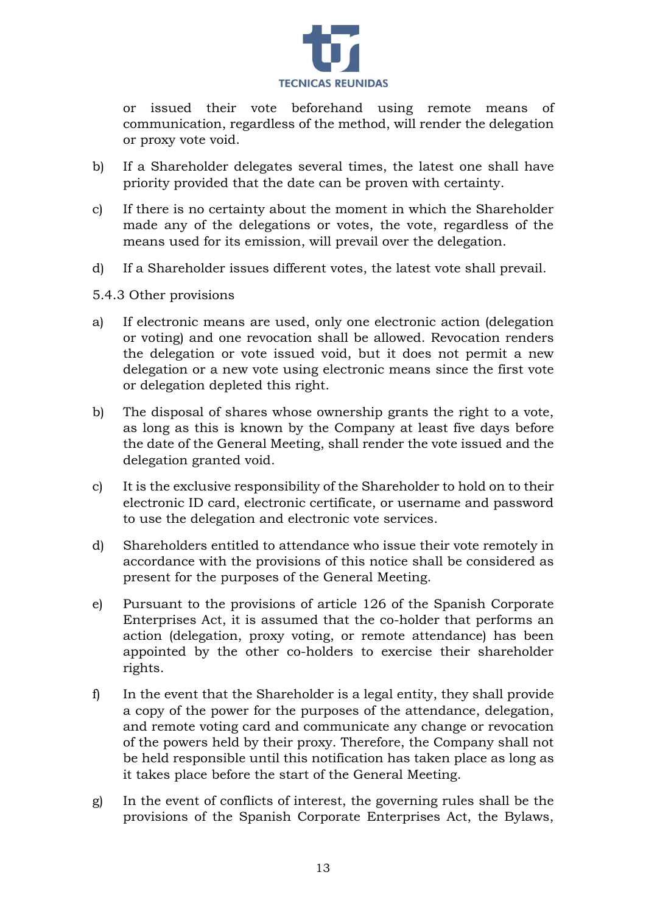or issued their vote beforehand using remote means of communication, regardless of the method, will render the delegation or proxy vote void.

b) If a Shareholder delegates several times, the latest one shall have priority provided that the date can be proven with certainty.

c) If there is no certainty about the moment in which the Shareholder made any of the delegations or votes, the vote, regardless of the means used for its emission, will prevail over the delegation.

d) If a Shareholder issues different votes, the latest vote shall prevail.

5.4.3 Other provisions

a) If electronic means are used, only one electronic action (delegation or voting) and one revocation shall be allowed. Revocation renders the delegation or vote issued void, but it does not permit a new delegation or a new vote using electronic means since the first vote or delegation depleted this right.

b) The disposal of shares whose ownership grants the right to a vote, as long as this is known by the Company at least five days before the date of the General Meeting, shall render the vote issued and the delegation granted void.

c) It is the exclusive responsibility of the Shareholder to hold on to their electronic ID card, electronic certificate, or username and password to use the delegation and electronic vote services.

d) Shareholders entitled to attendance who issue their vote remotely in accordance with the provisions of this notice shall be considered as present for the purposes of the General Meeting.

e) Pursuant to the provisions of article 126 of the Spanish Corporate Enterprises Act, it is assumed that the co-holder that performs an action (delegation, proxy voting, or remote attendance) has been appointed by the other co-holders to exercise their shareholder rights.

f) In the event that the Shareholder is a legal entity, they shall provide a copy of the power for the purposes of the attendance, delegation, and remote voting card and communicate any change or revocation of the powers held by their proxy. Therefore, the Company shall not be held responsible until this notification has taken place as long as it takes place before the start of the General Meeting.

g) In the event of conflicts of interest, the governing rules shall be the provisions of the Spanish Corporate Enterprises Act, the Bylaws,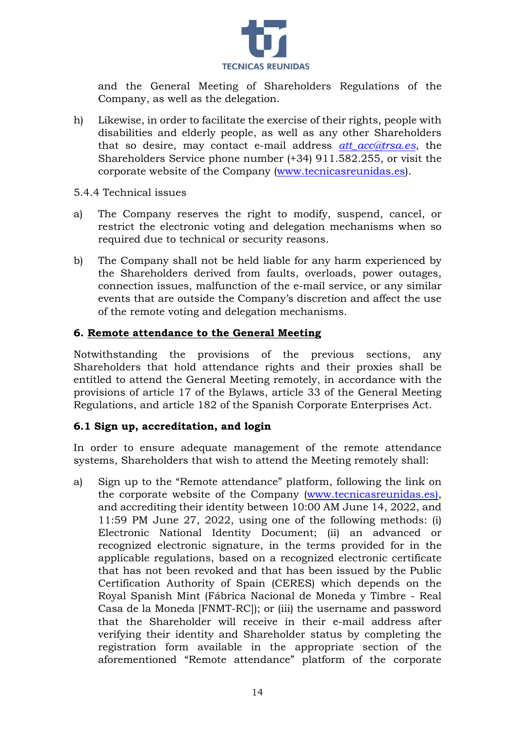and the General Meeting of Shareholders Regulations of the Company, as well as the delegation.

h) Likewise, in order to facilitate the exercise of their rights, people with disabilities and elderly people, as well as any other Shareholders that so desire, may contact e-mail address *att_acc@trsa.es*, the Shareholders Service phone number (+34) 911.582.255, or visit the corporate website of the Company (www.tecnicasreunidas.es).

5.4.4 Technical issues

a) The Company reserves the right to modify, suspend, cancel, or restrict the electronic voting and delegation mechanisms when so required due to technical or security reasons.

b) The Company shall not be held liable for any harm experienced by the Shareholders derived from faults, overloads, power outages, connection issues, malfunction of the e-mail service, or any similar events that are outside the Company's discretion and affect the use of the remote voting and delegation mechanisms.

## 6. Remote attendance to the General Meeting

Notwithstanding the provisions of the previous sections, any Shareholders that hold attendance rights and their proxies shall be entitled to attend the General Meeting remotely, in accordance with the provisions of article 17 of the Bylaws, article 33 of the General Meeting Regulations, and article 182 of the Spanish Corporate Enterprises Act.

### 6.1 Sign up, accreditation, and login

In order to ensure adequate management of the remote attendance systems, Shareholders that wish to attend the Meeting remotely shall:

a) Sign up to the "Remote attendance" platform, following the link on the corporate website of the Company (www.tecnicasreunidas.es), and accrediting their identity between 10:00 AM June 14, 2022, and 11:59 PM June 27, 2022, using one of the following methods: (i) Electronic National Identity Document; (ii) an advanced or recognized electronic signature, in the terms provided for in the applicable regulations, based on a recognized electronic certificate that has not been revoked and that has been issued by the Public Certification Authority of Spain (CERES) which depends on the Royal Spanish Mint (Fábrica Nacional de Moneda y Timbre - Real Casa de la Moneda [FNMT-RC]); or (iii) the username and password that the Shareholder will receive in their e-mail address after verifying their identity and Shareholder status by completing the registration form available in the appropriate section of the aforementioned "Remote attendance" platform of the corporate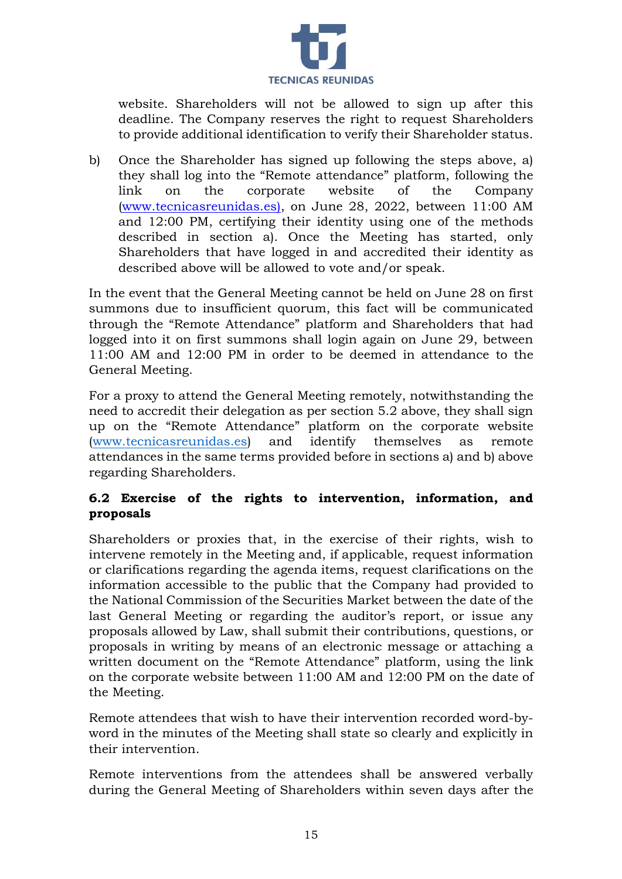website. Shareholders will not be allowed to sign up after this deadline. The Company reserves the right to request Shareholders to provide additional identification to verify their Shareholder status.

b) Once the Shareholder has signed up following the steps above, a) they shall log into the "Remote attendance" platform, following the link on the corporate website of the Company (www.tecnicasreunidas.es), on June 28, 2022, between 11:00 AM and 12:00 PM, certifying their identity using one of the methods described in section a). Once the Meeting has started, only Shareholders that have logged in and accredited their identity as described above will be allowed to vote and/or speak.

In the event that the General Meeting cannot be held on June 28 on first summons due to insufficient quorum, this fact will be communicated through the "Remote Attendance" platform and Shareholders that had logged into it on first summons shall login again on June 29, between 11:00 AM and 12:00 PM in order to be deemed in attendance to the General Meeting.

For a proxy to attend the General Meeting remotely, notwithstanding the need to accredit their delegation as per section 5.2 above, they shall sign up on the "Remote Attendance" platform on the corporate website (www.tecnicasreunidas.es) and identify themselves as remote attendances in the same terms provided before in sections a) and b) above regarding Shareholders.

### 6.2 Exercise of the rights to intervention, information, and proposals

Shareholders or proxies that, in the exercise of their rights, wish to intervene remotely in the Meeting and, if applicable, request information or clarifications regarding the agenda items, request clarifications on the information accessible to the public that the Company had provided to the National Commission of the Securities Market between the date of the last General Meeting or regarding the auditor's report, or issue any proposals allowed by Law, shall submit their contributions, questions, or proposals in writing by means of an electronic message or attaching a written document on the "Remote Attendance" platform, using the link on the corporate website between 11:00 AM and 12:00 PM on the date of the Meeting.

Remote attendees that wish to have their intervention recorded word-by-word in the minutes of the Meeting shall state so clearly and explicitly in their intervention.

Remote interventions from the attendees shall be answered verbally during the General Meeting of Shareholders within seven days after the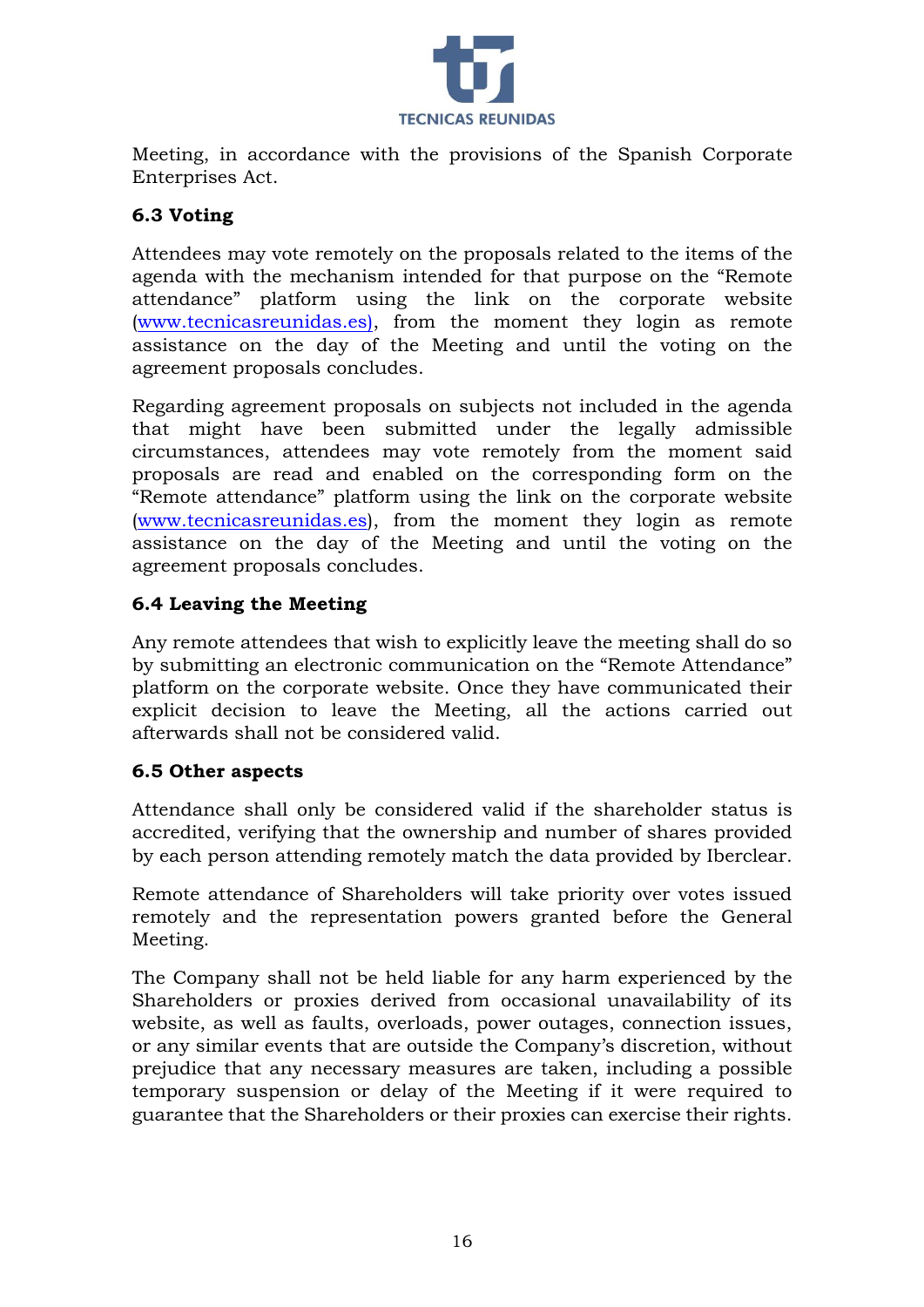Meeting, in accordance with the provisions of the Spanish Corporate Enterprises Act.

### 6.3 Voting

Attendees may vote remotely on the proposals related to the items of the agenda with the mechanism intended for that purpose on the "Remote attendance" platform using the link on the corporate website (www.tecnicasreunidas.es), from the moment they login as remote assistance on the day of the Meeting and until the voting on the agreement proposals concludes.

Regarding agreement proposals on subjects not included in the agenda that might have been submitted under the legally admissible circumstances, attendees may vote remotely from the moment said proposals are read and enabled on the corresponding form on the "Remote attendance" platform using the link on the corporate website (www.tecnicasreunidas.es), from the moment they login as remote assistance on the day of the Meeting and until the voting on the agreement proposals concludes.

### 6.4 Leaving the Meeting

Any remote attendees that wish to explicitly leave the meeting shall do so by submitting an electronic communication on the "Remote Attendance" platform on the corporate website. Once they have communicated their explicit decision to leave the Meeting, all the actions carried out afterwards shall not be considered valid.

### 6.5 Other aspects

Attendance shall only be considered valid if the shareholder status is accredited, verifying that the ownership and number of shares provided by each person attending remotely match the data provided by Iberclear.

Remote attendance of Shareholders will take priority over votes issued remotely and the representation powers granted before the General Meeting.

The Company shall not be held liable for any harm experienced by the Shareholders or proxies derived from occasional unavailability of its website, as well as faults, overloads, power outages, connection issues, or any similar events that are outside the Company's discretion, without prejudice that any necessary measures are taken, including a possible temporary suspension or delay of the Meeting if it were required to guarantee that the Shareholders or their proxies can exercise their rights.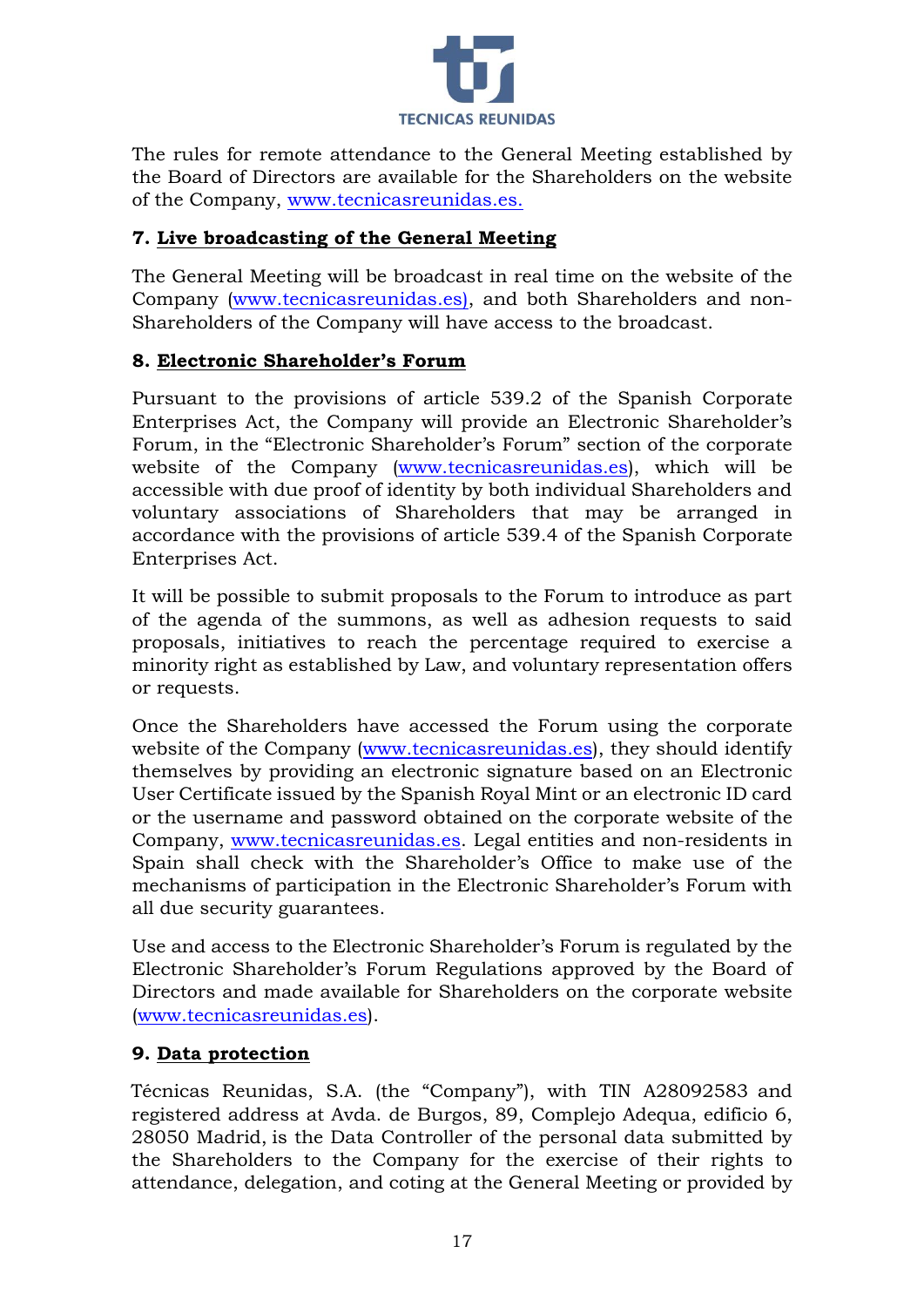The rules for remote attendance to the General Meeting established by the Board of Directors are available for the Shareholders on the website of the Company, www.tecnicasreunidas.es.

## 7. Live broadcasting of the General Meeting

The General Meeting will be broadcast in real time on the website of the Company (www.tecnicasreunidas.es), and both Shareholders and non-Shareholders of the Company will have access to the broadcast.

## 8. Electronic Shareholder's Forum

Pursuant to the provisions of article 539.2 of the Spanish Corporate Enterprises Act, the Company will provide an Electronic Shareholder's Forum, in the "Electronic Shareholder's Forum" section of the corporate website of the Company (www.tecnicasreunidas.es), which will be accessible with due proof of identity by both individual Shareholders and voluntary associations of Shareholders that may be arranged in accordance with the provisions of article 539.4 of the Spanish Corporate Enterprises Act.

It will be possible to submit proposals to the Forum to introduce as part of the agenda of the summons, as well as adhesion requests to said proposals, initiatives to reach the percentage required to exercise a minority right as established by Law, and voluntary representation offers or requests.

Once the Shareholders have accessed the Forum using the corporate website of the Company (www.tecnicasreunidas.es), they should identify themselves by providing an electronic signature based on an Electronic User Certificate issued by the Spanish Royal Mint or an electronic ID card or the username and password obtained on the corporate website of the Company, www.tecnicasreunidas.es. Legal entities and non-residents in Spain shall check with the Shareholder's Office to make use of the mechanisms of participation in the Electronic Shareholder's Forum with all due security guarantees.

Use and access to the Electronic Shareholder's Forum is regulated by the Electronic Shareholder's Forum Regulations approved by the Board of Directors and made available for Shareholders on the corporate website (www.tecnicasreunidas.es).

## 9. Data protection

Técnicas Reunidas, S.A. (the "Company"), with TIN A28092583 and registered address at Avda. de Burgos, 89, Complejo Adequa, edificio 6, 28050 Madrid, is the Data Controller of the personal data submitted by the Shareholders to the Company for the exercise of their rights to attendance, delegation, and coting at the General Meeting or provided by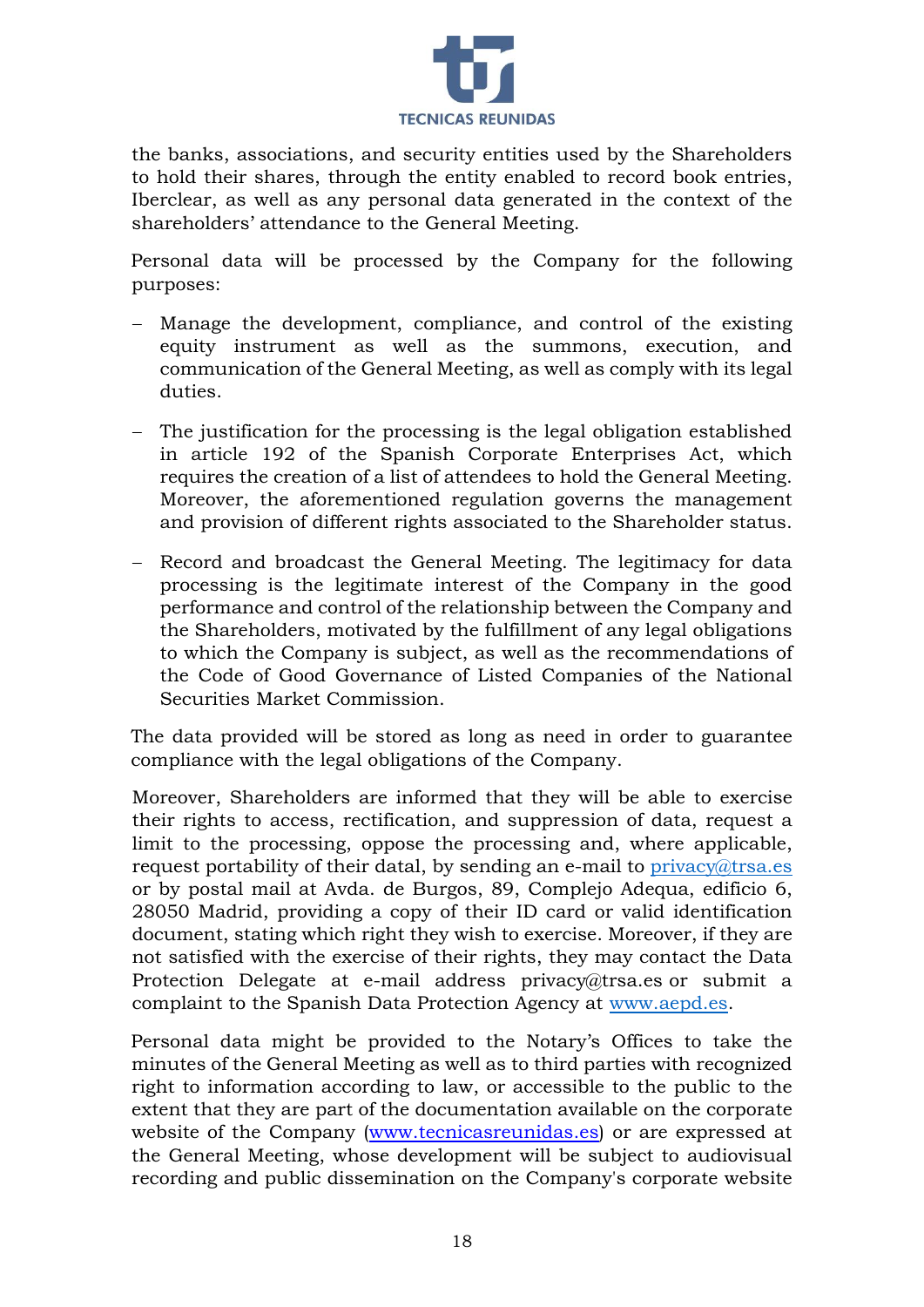the banks, associations, and security entities used by the Shareholders to hold their shares, through the entity enabled to record book entries, Iberclear, as well as any personal data generated in the context of the shareholders' attendance to the General Meeting.

Personal data will be processed by the Company for the following purposes:

- Manage the development, compliance, and control of the existing equity instrument as well as the summons, execution, and communication of the General Meeting, as well as comply with its legal duties.

- The justification for the processing is the legal obligation established in article 192 of the Spanish Corporate Enterprises Act, which requires the creation of a list of attendees to hold the General Meeting. Moreover, the aforementioned regulation governs the management and provision of different rights associated to the Shareholder status.

- Record and broadcast the General Meeting. The legitimacy for data processing is the legitimate interest of the Company in the good performance and control of the relationship between the Company and the Shareholders, motivated by the fulfillment of any legal obligations to which the Company is subject, as well as the recommendations of the Code of Good Governance of Listed Companies of the National Securities Market Commission.

The data provided will be stored as long as need in order to guarantee compliance with the legal obligations of the Company.

Moreover, Shareholders are informed that they will be able to exercise their rights to access, rectification, and suppression of data, request a limit to the processing, oppose the processing and, where applicable, request portability of their datal, by sending an e-mail to privacy@trsa.es or by postal mail at Avda. de Burgos, 89, Complejo Adequa, edificio 6, 28050 Madrid, providing a copy of their ID card or valid identification document, stating which right they wish to exercise. Moreover, if they are not satisfied with the exercise of their rights, they may contact the Data Protection Delegate at e-mail address privacy@trsa.es or submit a complaint to the Spanish Data Protection Agency at www.aepd.es.

Personal data might be provided to the Notary's Offices to take the minutes of the General Meeting as well as to third parties with recognized right to information according to law, or accessible to the public to the extent that they are part of the documentation available on the corporate website of the Company (www.tecnicasreunidas.es) or are expressed at the General Meeting, whose development will be subject to audiovisual recording and public dissemination on the Company's corporate website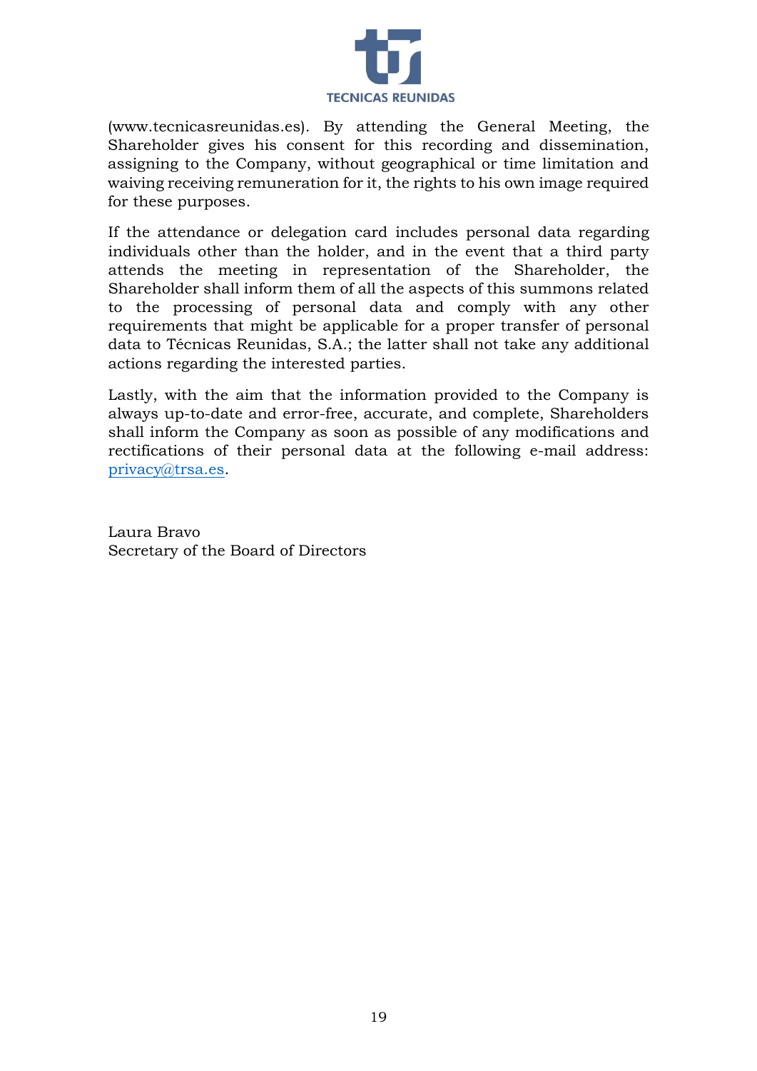(www.tecnicasreunidas.es). By attending the General Meeting, the Shareholder gives his consent for this recording and dissemination, assigning to the Company, without geographical or time limitation and waiving receiving remuneration for it, the rights to his own image required for these purposes.

If the attendance or delegation card includes personal data regarding individuals other than the holder, and in the event that a third party attends the meeting in representation of the Shareholder, the Shareholder shall inform them of all the aspects of this summons related to the processing of personal data and comply with any other requirements that might be applicable for a proper transfer of personal data to Técnicas Reunidas, S.A.; the latter shall not take any additional actions regarding the interested parties.

Lastly, with the aim that the information provided to the Company is always up-to-date and error-free, accurate, and complete, Shareholders shall inform the Company as soon as possible of any modifications and rectifications of their personal data at the following e-mail address: privacy@trsa.es.

Laura Bravo
Secretary of the Board of Directors